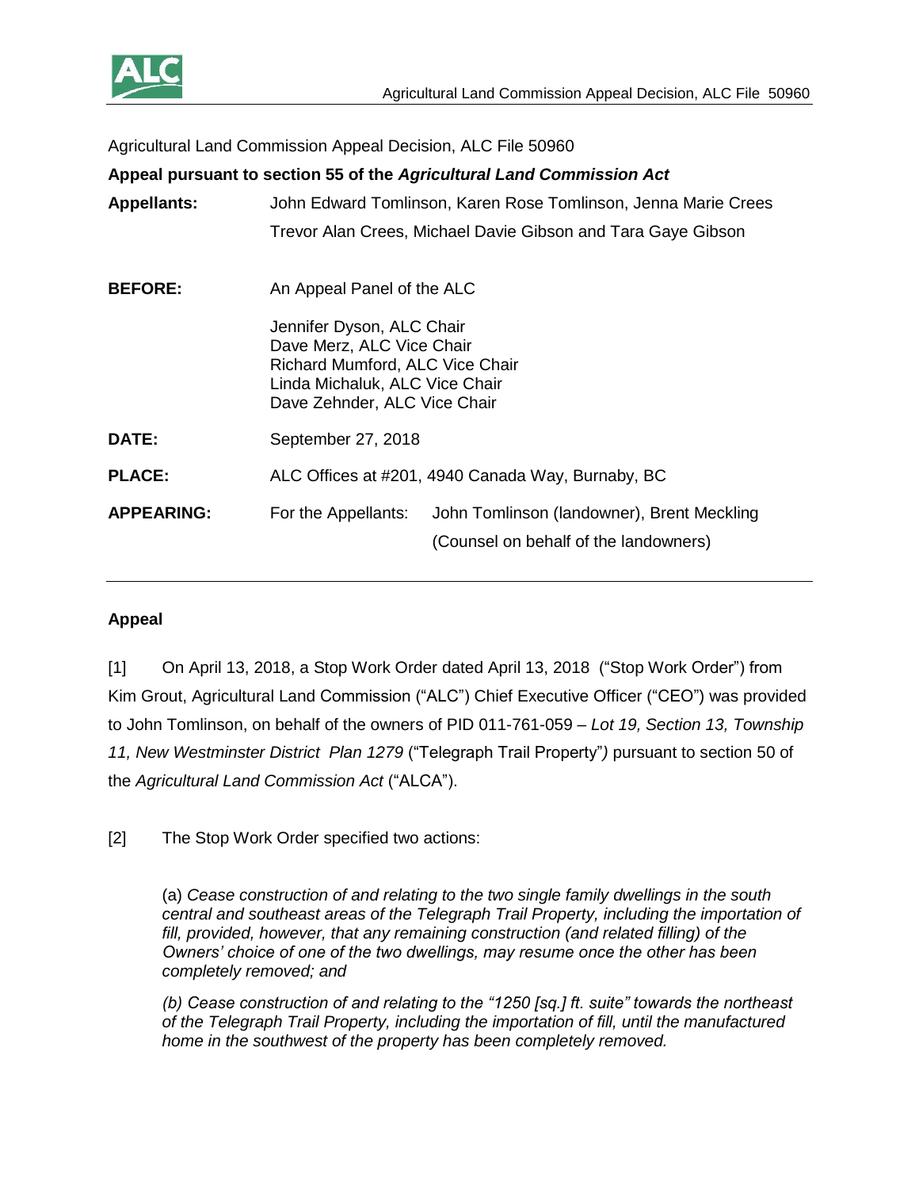Agricultural Land Commission Appeal Decision, ALC File 50960

**Appeal pursuant to section 55 of the *Agricultural Land Commission Act***

**Appellants:** John Edward Tomlinson, Karen Rose Tomlinson, Jenna Marie Crees Trevor Alan Crees, Michael Davie Gibson and Tara Gaye Gibson

**BEFORE:** An Appeal Panel of the ALC

Jennifer Dyson, ALC Chair
Dave Merz, ALC Vice Chair
Richard Mumford, ALC Vice Chair
Linda Michaluk, ALC Vice Chair
Dave Zehnder, ALC Vice Chair

**DATE:** September 27, 2018

**PLACE:** ALC Offices at #201, 4940 Canada Way, Burnaby, BC

**APPEARING:** For the Appellants: John Tomlinson (landowner), Brent Meckling (Counsel on behalf of the landowners)

---

**Appeal**

[1] On April 13, 2018, a Stop Work Order dated April 13, 2018 ("Stop Work Order") from Kim Grout, Agricultural Land Commission ("ALC") Chief Executive Officer ("CEO") was provided to John Tomlinson, on behalf of the owners of PID 011-761-059 – *Lot 19, Section 13, Township 11, New Westminster District Plan 1279* ("Telegraph Trail Property") pursuant to section 50 of the *Agricultural Land Commission Act* ("ALCA").

[2] The Stop Work Order specified two actions:

> (a) *Cease construction of and relating to the two single family dwellings in the south central and southeast areas of the Telegraph Trail Property, including the importation of fill, provided, however, that any remaining construction (and related filling) of the Owners' choice of one of the two dwellings, may resume once the other has been completely removed; and*
>
> *(b) Cease construction of and relating to the "1250 [sq.] ft. suite" towards the northeast of the Telegraph Trail Property, including the importation of fill, until the manufactured home in the southwest of the property has been completely removed.*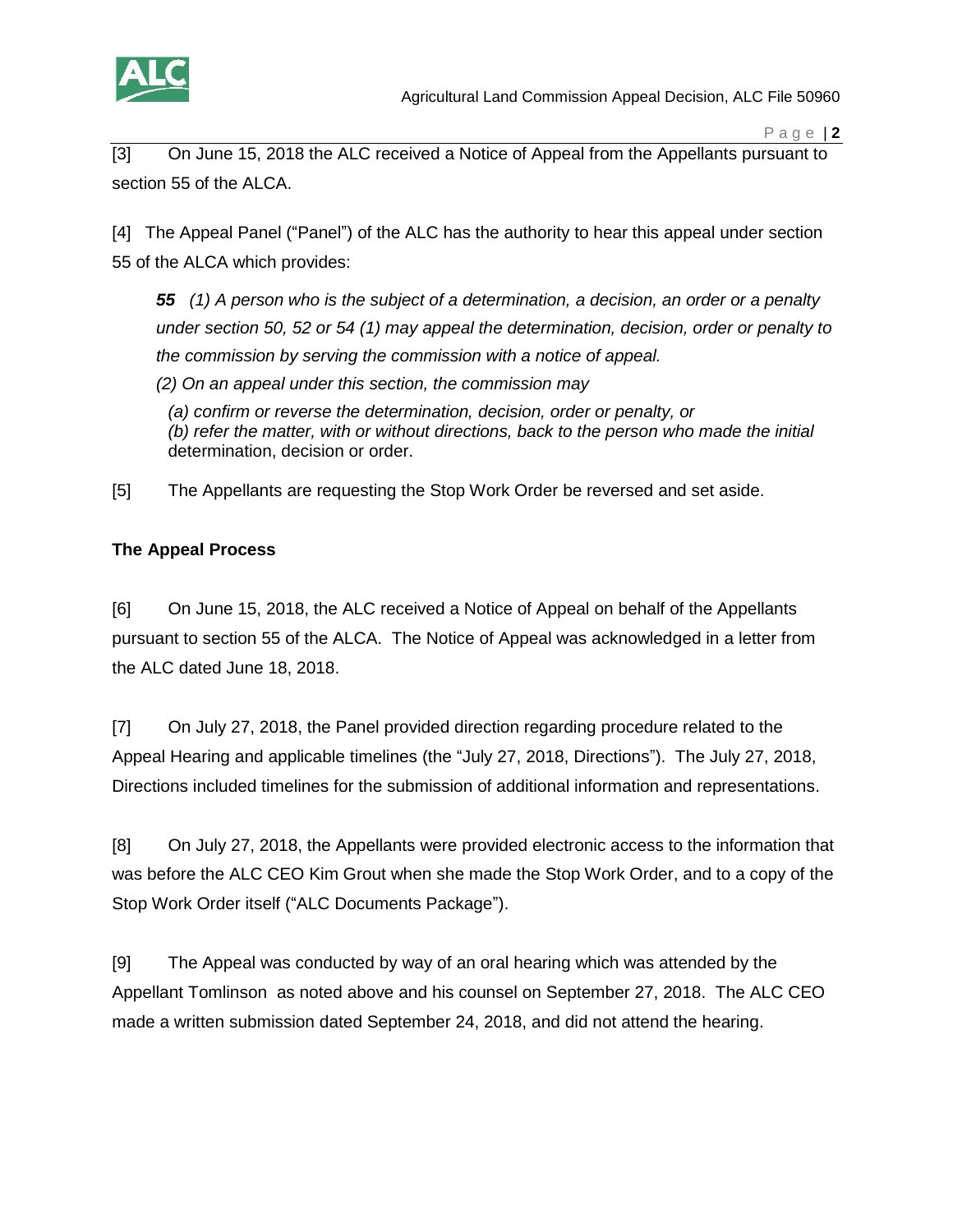[3] On June 15, 2018 the ALC received a Notice of Appeal from the Appellants pursuant to section 55 of the ALCA.

[4] The Appeal Panel ("Panel") of the ALC has the authority to hear this appeal under section 55 of the ALCA which provides:

> ***55*** *(1) A person who is the subject of a determination, a decision, an order or a penalty under section 50, 52 or 54 (1) may appeal the determination, decision, order or penalty to the commission by serving the commission with a notice of appeal.*
>
> *(2) On an appeal under this section, the commission may*
>
> *(a) confirm or reverse the determination, decision, order or penalty, or*
> *(b) refer the matter, with or without directions, back to the person who made the initial* determination, decision or order.

[5] The Appellants are requesting the Stop Work Order be reversed and set aside.

**The Appeal Process**

[6] On June 15, 2018, the ALC received a Notice of Appeal on behalf of the Appellants pursuant to section 55 of the ALCA. The Notice of Appeal was acknowledged in a letter from the ALC dated June 18, 2018.

[7] On July 27, 2018, the Panel provided direction regarding procedure related to the Appeal Hearing and applicable timelines (the "July 27, 2018, Directions"). The July 27, 2018, Directions included timelines for the submission of additional information and representations.

[8] On July 27, 2018, the Appellants were provided electronic access to the information that was before the ALC CEO Kim Grout when she made the Stop Work Order, and to a copy of the Stop Work Order itself ("ALC Documents Package").

[9] The Appeal was conducted by way of an oral hearing which was attended by the Appellant Tomlinson as noted above and his counsel on September 27, 2018. The ALC CEO made a written submission dated September 24, 2018, and did not attend the hearing.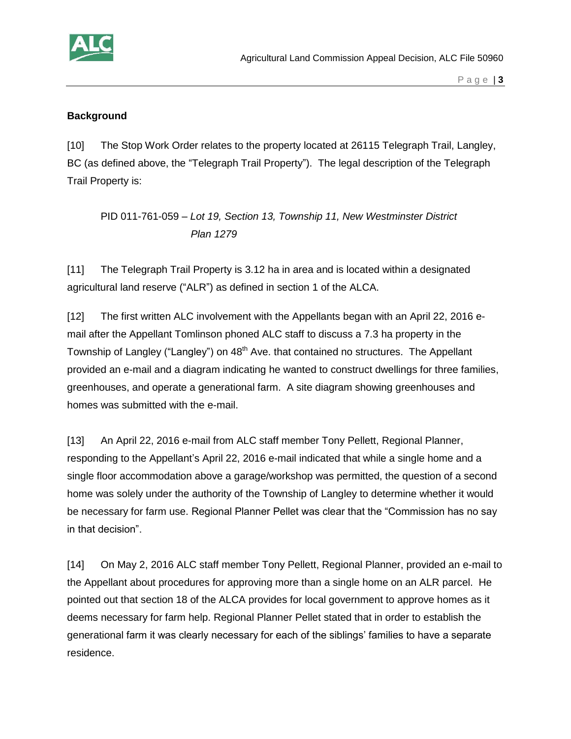## Background

[10] The Stop Work Order relates to the property located at 26115 Telegraph Trail, Langley, BC (as defined above, the "Telegraph Trail Property"). The legal description of the Telegraph Trail Property is:

> PID 011-761-059 – *Lot 19, Section 13, Township 11, New Westminster District Plan 1279*

[11] The Telegraph Trail Property is 3.12 ha in area and is located within a designated agricultural land reserve ("ALR") as defined in section 1 of the ALCA.

[12] The first written ALC involvement with the Appellants began with an April 22, 2016 e-mail after the Appellant Tomlinson phoned ALC staff to discuss a 7.3 ha property in the Township of Langley ("Langley") on 48th Ave. that contained no structures. The Appellant provided an e-mail and a diagram indicating he wanted to construct dwellings for three families, greenhouses, and operate a generational farm. A site diagram showing greenhouses and homes was submitted with the e-mail.

[13] An April 22, 2016 e-mail from ALC staff member Tony Pellett, Regional Planner, responding to the Appellant's April 22, 2016 e-mail indicated that while a single home and a single floor accommodation above a garage/workshop was permitted, the question of a second home was solely under the authority of the Township of Langley to determine whether it would be necessary for farm use. Regional Planner Pellet was clear that the "Commission has no say in that decision".

[14] On May 2, 2016 ALC staff member Tony Pellett, Regional Planner, provided an e-mail to the Appellant about procedures for approving more than a single home on an ALR parcel. He pointed out that section 18 of the ALCA provides for local government to approve homes as it deems necessary for farm help. Regional Planner Pellet stated that in order to establish the generational farm it was clearly necessary for each of the siblings' families to have a separate residence.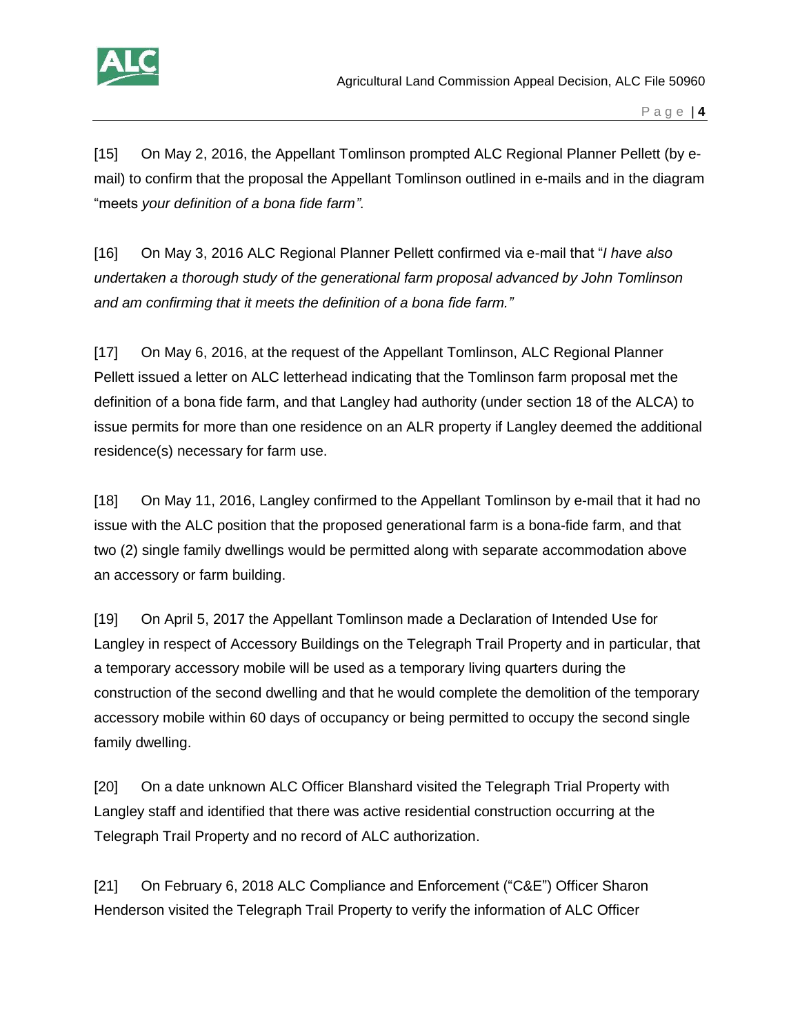[15] On May 2, 2016, the Appellant Tomlinson prompted ALC Regional Planner Pellett (by e-mail) to confirm that the proposal the Appellant Tomlinson outlined in e-mails and in the diagram "meets *your definition of a bona fide farm"*.

[16] On May 3, 2016 ALC Regional Planner Pellett confirmed via e-mail that "*I have also undertaken a thorough study of the generational farm proposal advanced by John Tomlinson and am confirming that it meets the definition of a bona fide farm."*

[17] On May 6, 2016, at the request of the Appellant Tomlinson, ALC Regional Planner Pellett issued a letter on ALC letterhead indicating that the Tomlinson farm proposal met the definition of a bona fide farm, and that Langley had authority (under section 18 of the ALCA) to issue permits for more than one residence on an ALR property if Langley deemed the additional residence(s) necessary for farm use.

[18] On May 11, 2016, Langley confirmed to the Appellant Tomlinson by e-mail that it had no issue with the ALC position that the proposed generational farm is a bona-fide farm, and that two (2) single family dwellings would be permitted along with separate accommodation above an accessory or farm building.

[19] On April 5, 2017 the Appellant Tomlinson made a Declaration of Intended Use for Langley in respect of Accessory Buildings on the Telegraph Trail Property and in particular, that a temporary accessory mobile will be used as a temporary living quarters during the construction of the second dwelling and that he would complete the demolition of the temporary accessory mobile within 60 days of occupancy or being permitted to occupy the second single family dwelling.

[20] On a date unknown ALC Officer Blanshard visited the Telegraph Trial Property with Langley staff and identified that there was active residential construction occurring at the Telegraph Trail Property and no record of ALC authorization.

[21] On February 6, 2018 ALC Compliance and Enforcement ("C&E") Officer Sharon Henderson visited the Telegraph Trail Property to verify the information of ALC Officer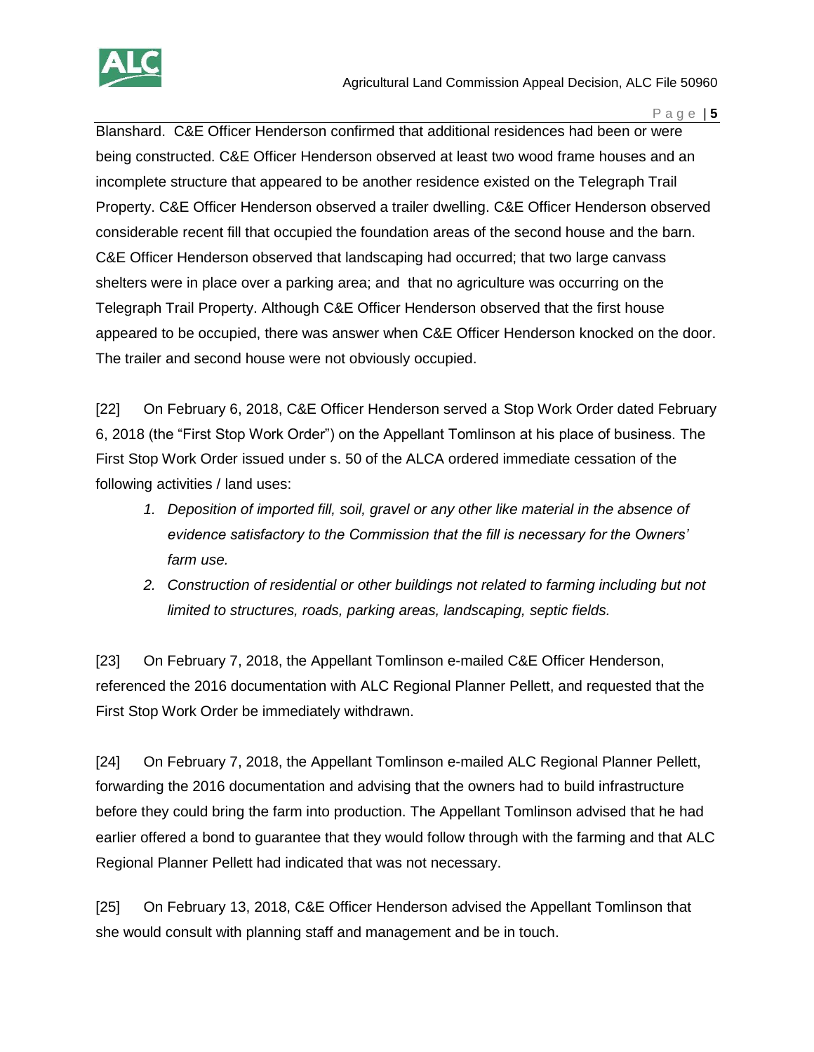Blanshard. C&E Officer Henderson confirmed that additional residences had been or were being constructed. C&E Officer Henderson observed at least two wood frame houses and an incomplete structure that appeared to be another residence existed on the Telegraph Trail Property. C&E Officer Henderson observed a trailer dwelling. C&E Officer Henderson observed considerable recent fill that occupied the foundation areas of the second house and the barn. C&E Officer Henderson observed that landscaping had occurred; that two large canvass shelters were in place over a parking area; and that no agriculture was occurring on the Telegraph Trail Property. Although C&E Officer Henderson observed that the first house appeared to be occupied, there was answer when C&E Officer Henderson knocked on the door. The trailer and second house were not obviously occupied.

[22] On February 6, 2018, C&E Officer Henderson served a Stop Work Order dated February 6, 2018 (the "First Stop Work Order") on the Appellant Tomlinson at his place of business. The First Stop Work Order issued under s. 50 of the ALCA ordered immediate cessation of the following activities / land uses:

1. *Deposition of imported fill, soil, gravel or any other like material in the absence of evidence satisfactory to the Commission that the fill is necessary for the Owners' farm use.*
2. *Construction of residential or other buildings not related to farming including but not limited to structures, roads, parking areas, landscaping, septic fields.*

[23] On February 7, 2018, the Appellant Tomlinson e-mailed C&E Officer Henderson, referenced the 2016 documentation with ALC Regional Planner Pellett, and requested that the First Stop Work Order be immediately withdrawn.

[24] On February 7, 2018, the Appellant Tomlinson e-mailed ALC Regional Planner Pellett, forwarding the 2016 documentation and advising that the owners had to build infrastructure before they could bring the farm into production. The Appellant Tomlinson advised that he had earlier offered a bond to guarantee that they would follow through with the farming and that ALC Regional Planner Pellett had indicated that was not necessary.

[25] On February 13, 2018, C&E Officer Henderson advised the Appellant Tomlinson that she would consult with planning staff and management and be in touch.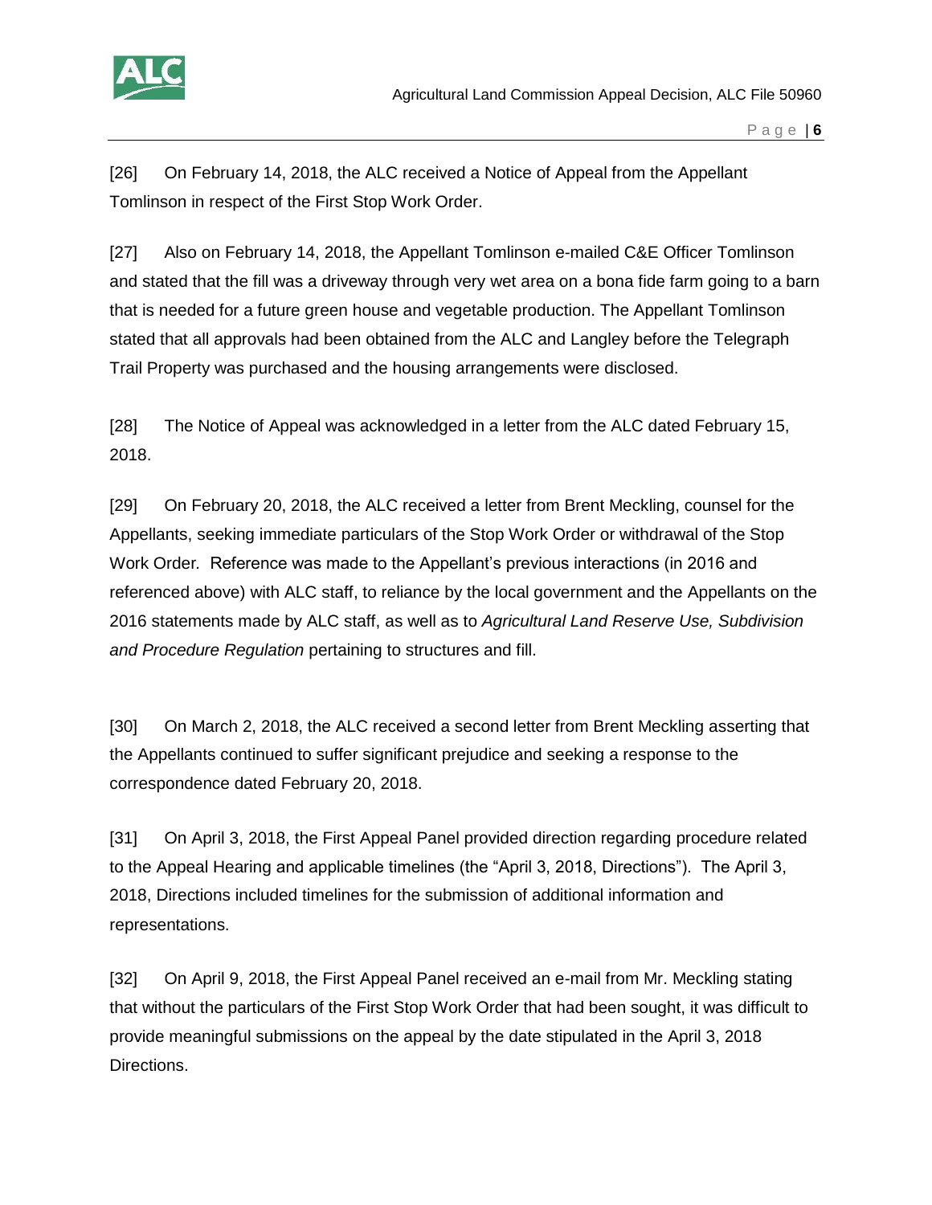[26] On February 14, 2018, the ALC received a Notice of Appeal from the Appellant Tomlinson in respect of the First Stop Work Order.

[27] Also on February 14, 2018, the Appellant Tomlinson e-mailed C&E Officer Tomlinson and stated that the fill was a driveway through very wet area on a bona fide farm going to a barn that is needed for a future green house and vegetable production. The Appellant Tomlinson stated that all approvals had been obtained from the ALC and Langley before the Telegraph Trail Property was purchased and the housing arrangements were disclosed.

[28] The Notice of Appeal was acknowledged in a letter from the ALC dated February 15, 2018.

[29] On February 20, 2018, the ALC received a letter from Brent Meckling, counsel for the Appellants, seeking immediate particulars of the Stop Work Order or withdrawal of the Stop Work Order. Reference was made to the Appellant's previous interactions (in 2016 and referenced above) with ALC staff, to reliance by the local government and the Appellants on the 2016 statements made by ALC staff, as well as to *Agricultural Land Reserve Use, Subdivision and Procedure Regulation* pertaining to structures and fill.

[30] On March 2, 2018, the ALC received a second letter from Brent Meckling asserting that the Appellants continued to suffer significant prejudice and seeking a response to the correspondence dated February 20, 2018.

[31] On April 3, 2018, the First Appeal Panel provided direction regarding procedure related to the Appeal Hearing and applicable timelines (the "April 3, 2018, Directions"). The April 3, 2018, Directions included timelines for the submission of additional information and representations.

[32] On April 9, 2018, the First Appeal Panel received an e-mail from Mr. Meckling stating that without the particulars of the First Stop Work Order that had been sought, it was difficult to provide meaningful submissions on the appeal by the date stipulated in the April 3, 2018 Directions.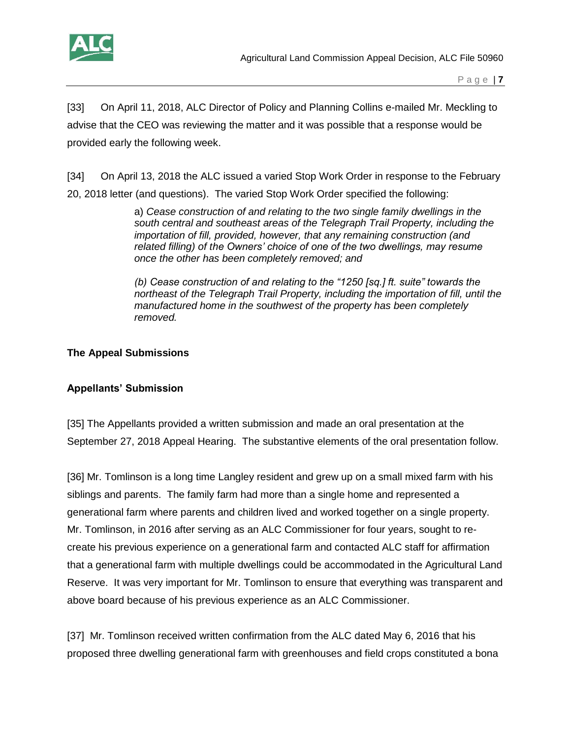[33] On April 11, 2018, ALC Director of Policy and Planning Collins e-mailed Mr. Meckling to advise that the CEO was reviewing the matter and it was possible that a response would be provided early the following week.

[34] On April 13, 2018 the ALC issued a varied Stop Work Order in response to the February 20, 2018 letter (and questions). The varied Stop Work Order specified the following:

> a) *Cease construction of and relating to the two single family dwellings in the south central and southeast areas of the Telegraph Trail Property, including the importation of fill, provided, however, that any remaining construction (and related filling) of the Owners' choice of one of the two dwellings, may resume once the other has been completely removed; and*
>
> *(b) Cease construction of and relating to the "1250 [sq.] ft. suite" towards the northeast of the Telegraph Trail Property, including the importation of fill, until the manufactured home in the southwest of the property has been completely removed.*

**The Appeal Submissions**

**Appellants' Submission**

[35] The Appellants provided a written submission and made an oral presentation at the September 27, 2018 Appeal Hearing. The substantive elements of the oral presentation follow.

[36] Mr. Tomlinson is a long time Langley resident and grew up on a small mixed farm with his siblings and parents. The family farm had more than a single home and represented a generational farm where parents and children lived and worked together on a single property. Mr. Tomlinson, in 2016 after serving as an ALC Commissioner for four years, sought to re-create his previous experience on a generational farm and contacted ALC staff for affirmation that a generational farm with multiple dwellings could be accommodated in the Agricultural Land Reserve. It was very important for Mr. Tomlinson to ensure that everything was transparent and above board because of his previous experience as an ALC Commissioner.

[37] Mr. Tomlinson received written confirmation from the ALC dated May 6, 2016 that his proposed three dwelling generational farm with greenhouses and field crops constituted a bona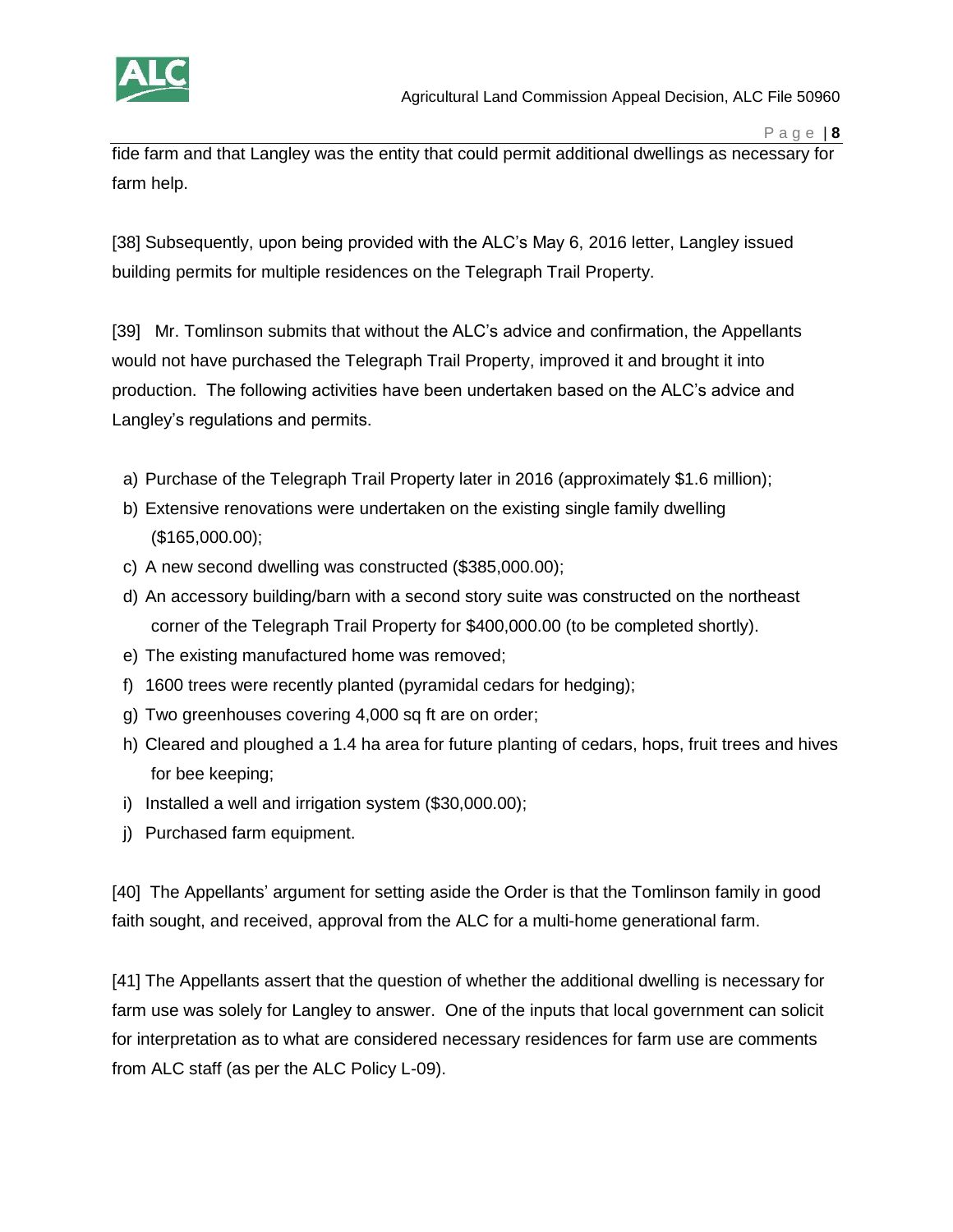fide farm and that Langley was the entity that could permit additional dwellings as necessary for farm help.

[38] Subsequently, upon being provided with the ALC's May 6, 2016 letter, Langley issued building permits for multiple residences on the Telegraph Trail Property.

[39] Mr. Tomlinson submits that without the ALC's advice and confirmation, the Appellants would not have purchased the Telegraph Trail Property, improved it and brought it into production. The following activities have been undertaken based on the ALC's advice and Langley's regulations and permits.

a) Purchase of the Telegraph Trail Property later in 2016 (approximately $1.6 million);
b) Extensive renovations were undertaken on the existing single family dwelling ($165,000.00);
c) A new second dwelling was constructed ($385,000.00);
d) An accessory building/barn with a second story suite was constructed on the northeast corner of the Telegraph Trail Property for $400,000.00 (to be completed shortly).
e) The existing manufactured home was removed;
f) 1600 trees were recently planted (pyramidal cedars for hedging);
g) Two greenhouses covering 4,000 sq ft are on order;
h) Cleared and ploughed a 1.4 ha area for future planting of cedars, hops, fruit trees and hives for bee keeping;
i) Installed a well and irrigation system ($30,000.00);
j) Purchased farm equipment.

[40] The Appellants' argument for setting aside the Order is that the Tomlinson family in good faith sought, and received, approval from the ALC for a multi-home generational farm.

[41] The Appellants assert that the question of whether the additional dwelling is necessary for farm use was solely for Langley to answer. One of the inputs that local government can solicit for interpretation as to what are considered necessary residences for farm use are comments from ALC staff (as per the ALC Policy L-09).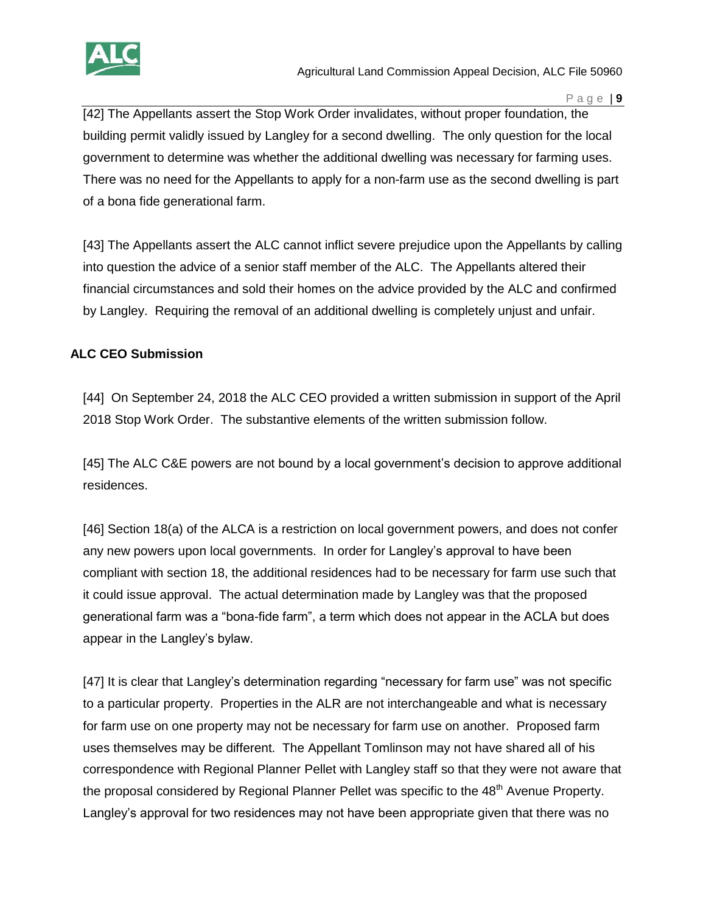[42] The Appellants assert the Stop Work Order invalidates, without proper foundation, the building permit validly issued by Langley for a second dwelling. The only question for the local government to determine was whether the additional dwelling was necessary for farming uses. There was no need for the Appellants to apply for a non-farm use as the second dwelling is part of a bona fide generational farm.

[43] The Appellants assert the ALC cannot inflict severe prejudice upon the Appellants by calling into question the advice of a senior staff member of the ALC. The Appellants altered their financial circumstances and sold their homes on the advice provided by the ALC and confirmed by Langley. Requiring the removal of an additional dwelling is completely unjust and unfair.

## ALC CEO Submission

[44] On September 24, 2018 the ALC CEO provided a written submission in support of the April 2018 Stop Work Order. The substantive elements of the written submission follow.

[45] The ALC C&E powers are not bound by a local government's decision to approve additional residences.

[46] Section 18(a) of the ALCA is a restriction on local government powers, and does not confer any new powers upon local governments. In order for Langley's approval to have been compliant with section 18, the additional residences had to be necessary for farm use such that it could issue approval. The actual determination made by Langley was that the proposed generational farm was a "bona-fide farm", a term which does not appear in the ACLA but does appear in the Langley's bylaw.

[47] It is clear that Langley's determination regarding "necessary for farm use" was not specific to a particular property. Properties in the ALR are not interchangeable and what is necessary for farm use on one property may not be necessary for farm use on another. Proposed farm uses themselves may be different. The Appellant Tomlinson may not have shared all of his correspondence with Regional Planner Pellet with Langley staff so that they were not aware that the proposal considered by Regional Planner Pellet was specific to the 48th Avenue Property. Langley's approval for two residences may not have been appropriate given that there was no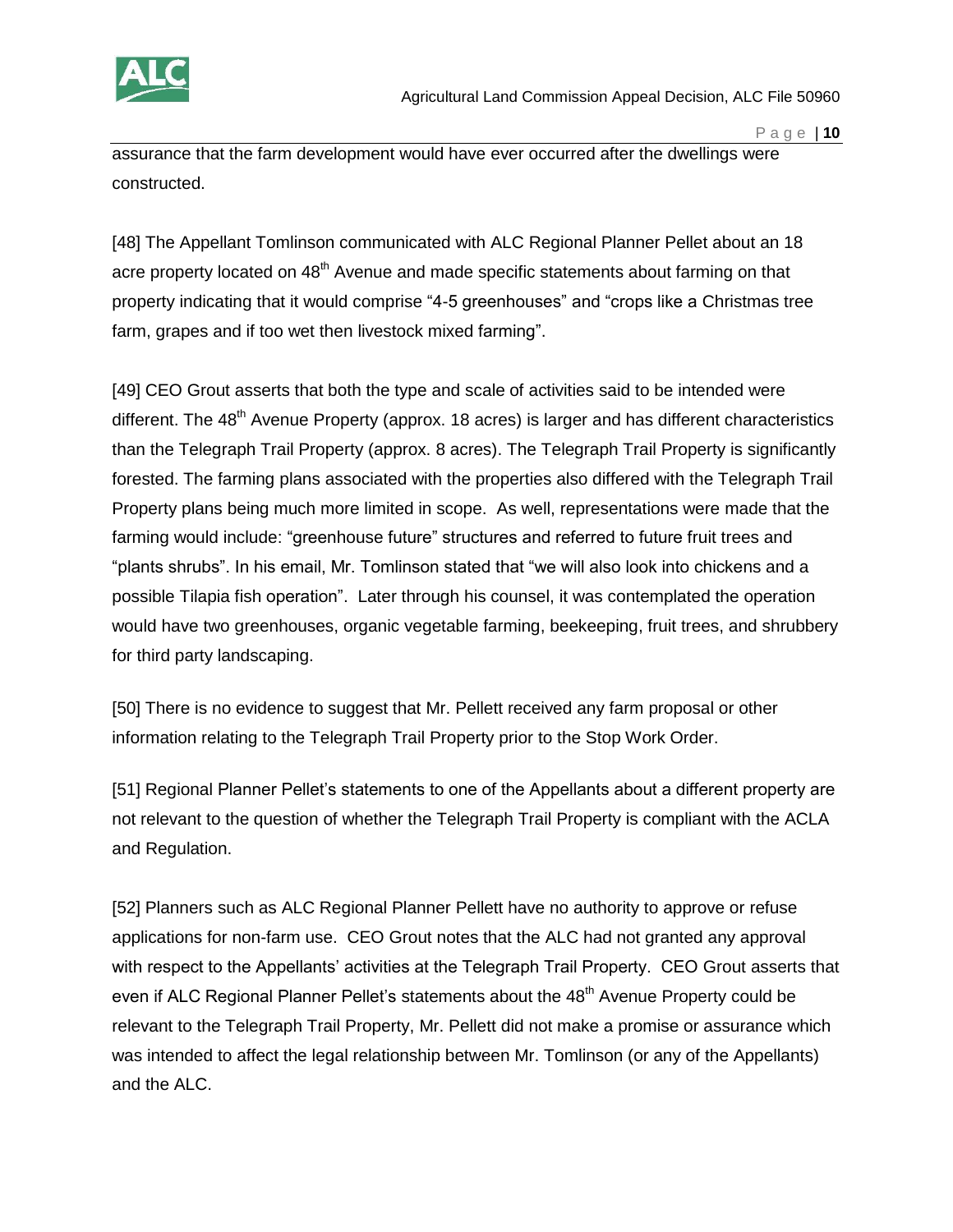assurance that the farm development would have ever occurred after the dwellings were constructed.

[48] The Appellant Tomlinson communicated with ALC Regional Planner Pellet about an 18 acre property located on 48th Avenue and made specific statements about farming on that property indicating that it would comprise “4-5 greenhouses” and “crops like a Christmas tree farm, grapes and if too wet then livestock mixed farming”.

[49] CEO Grout asserts that both the type and scale of activities said to be intended were different. The 48th Avenue Property (approx. 18 acres) is larger and has different characteristics than the Telegraph Trail Property (approx. 8 acres). The Telegraph Trail Property is significantly forested. The farming plans associated with the properties also differed with the Telegraph Trail Property plans being much more limited in scope. As well, representations were made that the farming would include: “greenhouse future” structures and referred to future fruit trees and “plants shrubs”. In his email, Mr. Tomlinson stated that “we will also look into chickens and a possible Tilapia fish operation”. Later through his counsel, it was contemplated the operation would have two greenhouses, organic vegetable farming, beekeeping, fruit trees, and shrubbery for third party landscaping.

[50] There is no evidence to suggest that Mr. Pellett received any farm proposal or other information relating to the Telegraph Trail Property prior to the Stop Work Order.

[51] Regional Planner Pellet’s statements to one of the Appellants about a different property are not relevant to the question of whether the Telegraph Trail Property is compliant with the ACLA and Regulation.

[52] Planners such as ALC Regional Planner Pellett have no authority to approve or refuse applications for non-farm use. CEO Grout notes that the ALC had not granted any approval with respect to the Appellants’ activities at the Telegraph Trail Property. CEO Grout asserts that even if ALC Regional Planner Pellet’s statements about the 48th Avenue Property could be relevant to the Telegraph Trail Property, Mr. Pellett did not make a promise or assurance which was intended to affect the legal relationship between Mr. Tomlinson (or any of the Appellants) and the ALC.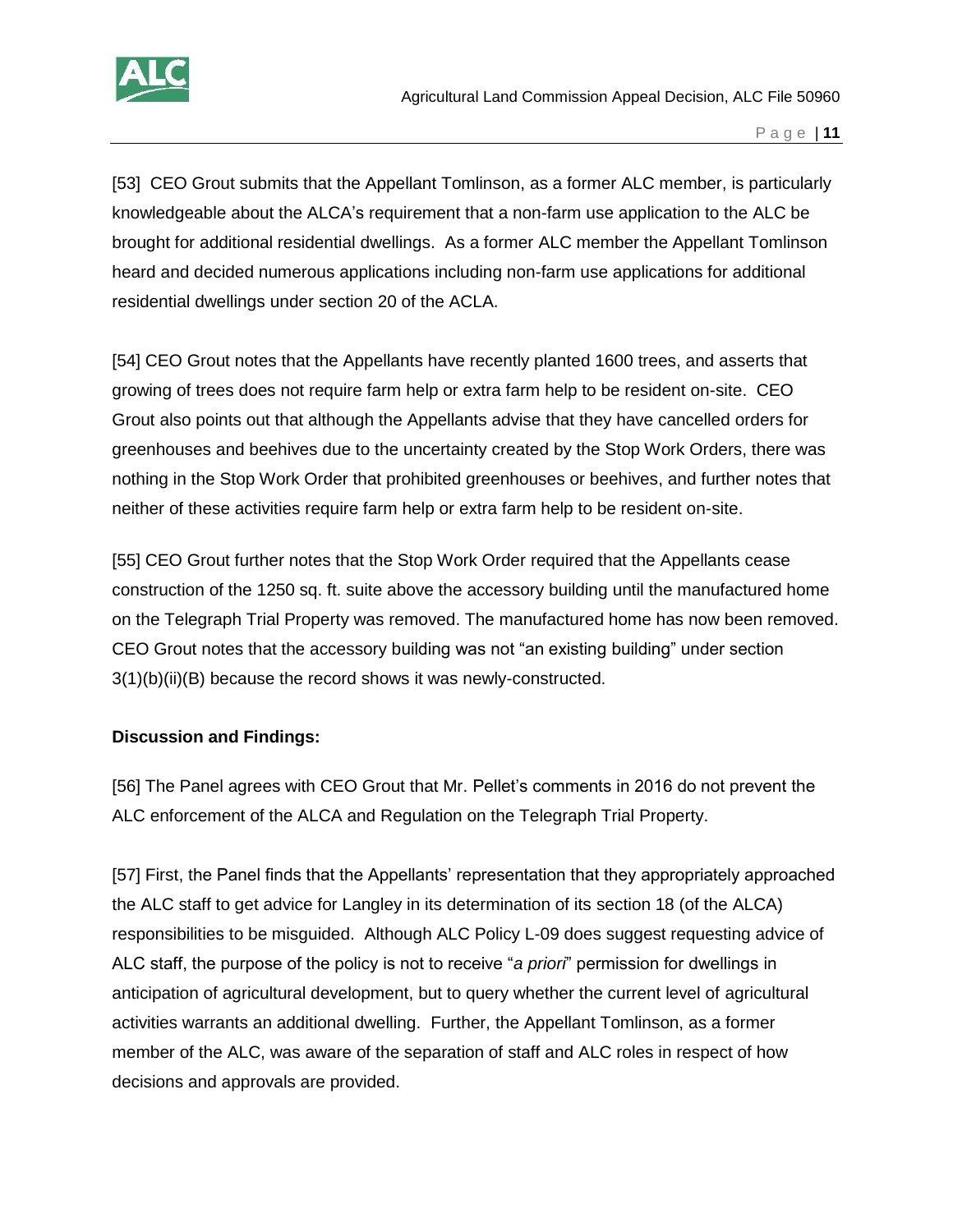[53] CEO Grout submits that the Appellant Tomlinson, as a former ALC member, is particularly knowledgeable about the ALCA's requirement that a non-farm use application to the ALC be brought for additional residential dwellings. As a former ALC member the Appellant Tomlinson heard and decided numerous applications including non-farm use applications for additional residential dwellings under section 20 of the ACLA.

[54] CEO Grout notes that the Appellants have recently planted 1600 trees, and asserts that growing of trees does not require farm help or extra farm help to be resident on-site. CEO Grout also points out that although the Appellants advise that they have cancelled orders for greenhouses and beehives due to the uncertainty created by the Stop Work Orders, there was nothing in the Stop Work Order that prohibited greenhouses or beehives, and further notes that neither of these activities require farm help or extra farm help to be resident on-site.

[55] CEO Grout further notes that the Stop Work Order required that the Appellants cease construction of the 1250 sq. ft. suite above the accessory building until the manufactured home on the Telegraph Trial Property was removed. The manufactured home has now been removed. CEO Grout notes that the accessory building was not "an existing building" under section 3(1)(b)(ii)(B) because the record shows it was newly-constructed.

**Discussion and Findings:**

[56] The Panel agrees with CEO Grout that Mr. Pellet's comments in 2016 do not prevent the ALC enforcement of the ALCA and Regulation on the Telegraph Trial Property.

[57] First, the Panel finds that the Appellants' representation that they appropriately approached the ALC staff to get advice for Langley in its determination of its section 18 (of the ALCA) responsibilities to be misguided. Although ALC Policy L-09 does suggest requesting advice of ALC staff, the purpose of the policy is not to receive "*a priori*" permission for dwellings in anticipation of agricultural development, but to query whether the current level of agricultural activities warrants an additional dwelling. Further, the Appellant Tomlinson, as a former member of the ALC, was aware of the separation of staff and ALC roles in respect of how decisions and approvals are provided.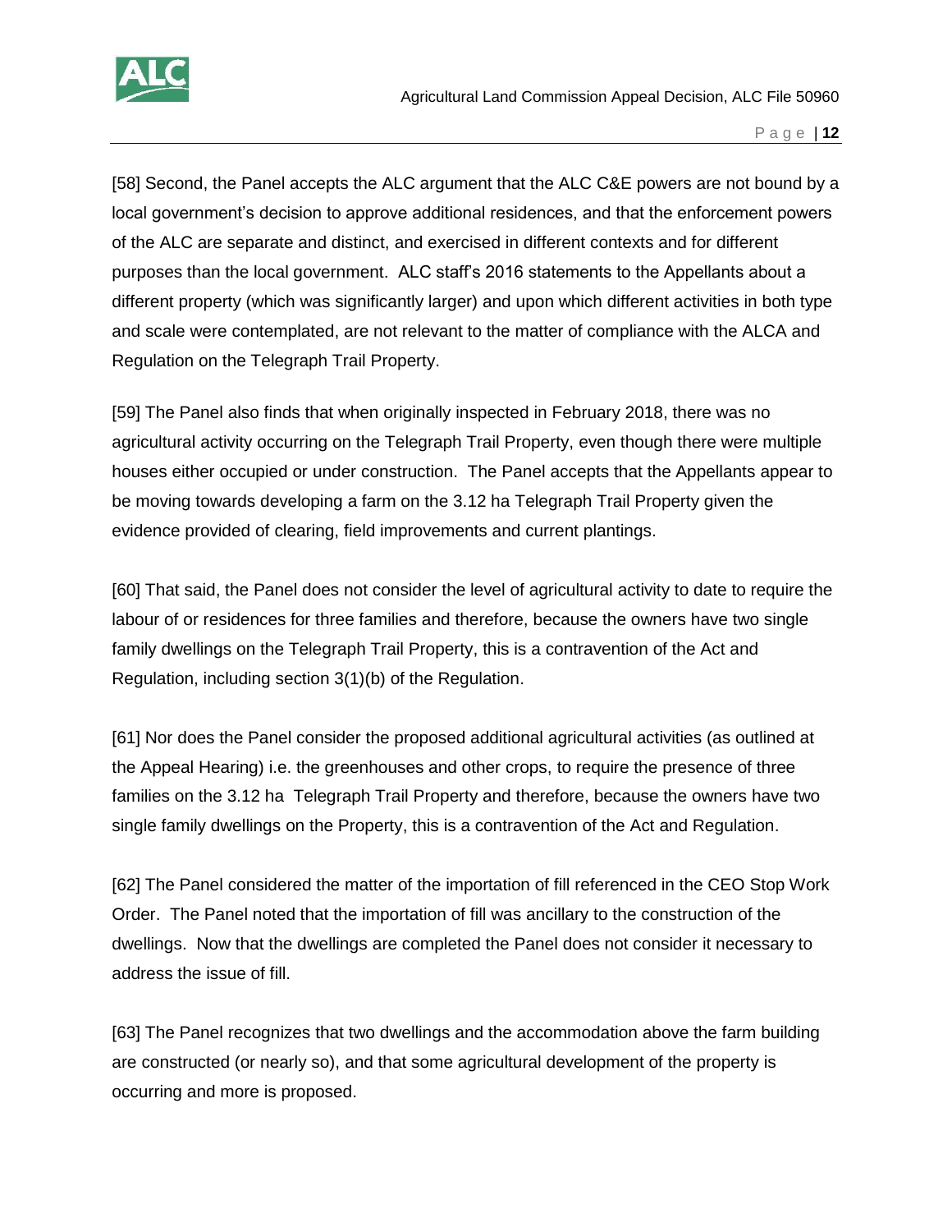[58] Second, the Panel accepts the ALC argument that the ALC C&E powers are not bound by a local government's decision to approve additional residences, and that the enforcement powers of the ALC are separate and distinct, and exercised in different contexts and for different purposes than the local government. ALC staff's 2016 statements to the Appellants about a different property (which was significantly larger) and upon which different activities in both type and scale were contemplated, are not relevant to the matter of compliance with the ALCA and Regulation on the Telegraph Trail Property.

[59] The Panel also finds that when originally inspected in February 2018, there was no agricultural activity occurring on the Telegraph Trail Property, even though there were multiple houses either occupied or under construction. The Panel accepts that the Appellants appear to be moving towards developing a farm on the 3.12 ha Telegraph Trail Property given the evidence provided of clearing, field improvements and current plantings.

[60] That said, the Panel does not consider the level of agricultural activity to date to require the labour of or residences for three families and therefore, because the owners have two single family dwellings on the Telegraph Trail Property, this is a contravention of the Act and Regulation, including section 3(1)(b) of the Regulation.

[61] Nor does the Panel consider the proposed additional agricultural activities (as outlined at the Appeal Hearing) i.e. the greenhouses and other crops, to require the presence of three families on the 3.12 ha Telegraph Trail Property and therefore, because the owners have two single family dwellings on the Property, this is a contravention of the Act and Regulation.

[62] The Panel considered the matter of the importation of fill referenced in the CEO Stop Work Order. The Panel noted that the importation of fill was ancillary to the construction of the dwellings. Now that the dwellings are completed the Panel does not consider it necessary to address the issue of fill.

[63] The Panel recognizes that two dwellings and the accommodation above the farm building are constructed (or nearly so), and that some agricultural development of the property is occurring and more is proposed.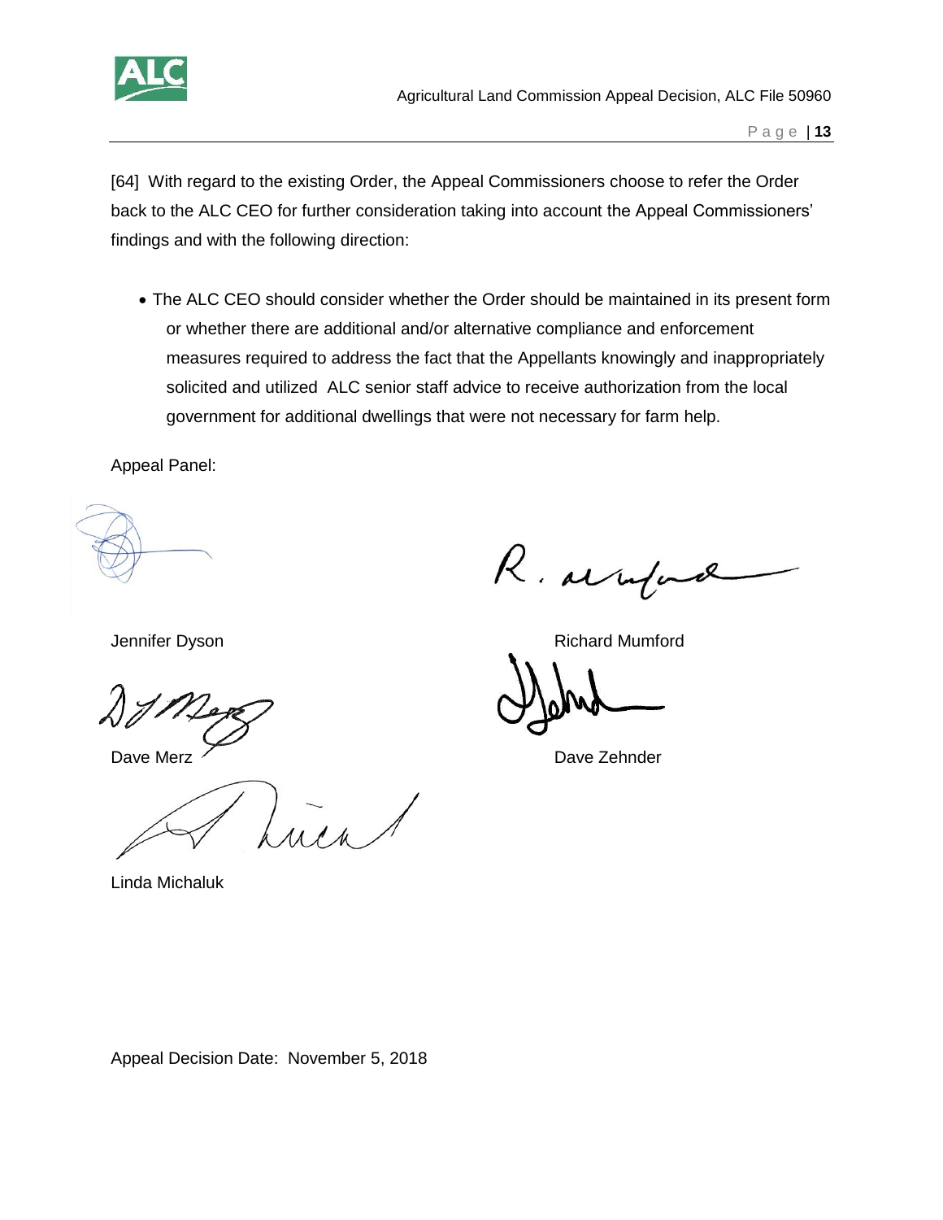[64] With regard to the existing Order, the Appeal Commissioners choose to refer the Order back to the ALC CEO for further consideration taking into account the Appeal Commissioners' findings and with the following direction:

- The ALC CEO should consider whether the Order should be maintained in its present form or whether there are additional and/or alternative compliance and enforcement measures required to address the fact that the Appellants knowingly and inappropriately solicited and utilized ALC senior staff advice to receive authorization from the local government for additional dwellings that were not necessary for farm help.

Appeal Panel:

Jennifer Dyson

Richard Mumford

Dave Merz

Dave Zehnder

Linda Michaluk

Appeal Decision Date: November 5, 2018